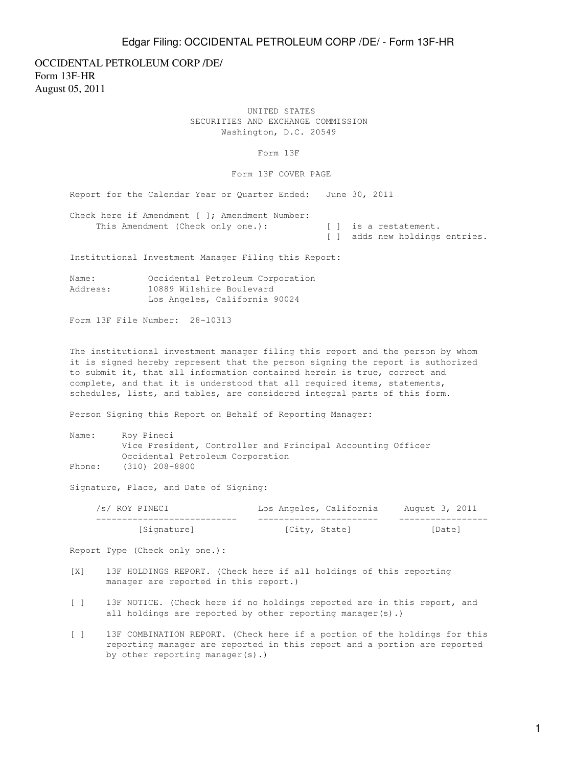OCCIDENTAL PETROLEUM CORP /DE/
Form 13F-HR
August 05, 2011

UNITED STATES
SECURITIES AND EXCHANGE COMMISSION
Washington, D.C. 20549

# Form 13F

## Form 13F COVER PAGE

Report for the Calendar Year or Quarter Ended: June 30, 2011

Check here if Amendment [ ]; Amendment Number:
This Amendment (Check only one.): [ ] is a restatement.
[ ] adds new holdings entries.

Institutional Investment Manager Filing this Report:

Name: Occidental Petroleum Corporation
Address: 10889 Wilshire Boulevard
Los Angeles, California 90024

Form 13F File Number: 28-10313

The institutional investment manager filing this report and the person by whom it is signed hereby represent that the person signing the report is authorized to submit it, that all information contained herein is true, correct and complete, and that it is understood that all required items, statements, schedules, lists, and tables, are considered integral parts of this form.

Person Signing this Report on Behalf of Reporting Manager:

Name: Roy Pineci
Vice President, Controller and Principal Accounting Officer
Occidental Petroleum Corporation
Phone: (310) 208-8800

Signature, Place, and Date of Signing:

| /s/ ROY PINECI | Los Angeles, California | August 3, 2011 |
|---|---|---|
| [Signature] | [City, State] | [Date] |

Report Type (Check only one.):

[X] 13F HOLDINGS REPORT. (Check here if all holdings of this reporting manager are reported in this report.)

[ ] 13F NOTICE. (Check here if no holdings reported are in this report, and all holdings are reported by other reporting manager(s).)

[ ] 13F COMBINATION REPORT. (Check here if a portion of the holdings for this reporting manager are reported in this report and a portion are reported by other reporting manager(s).)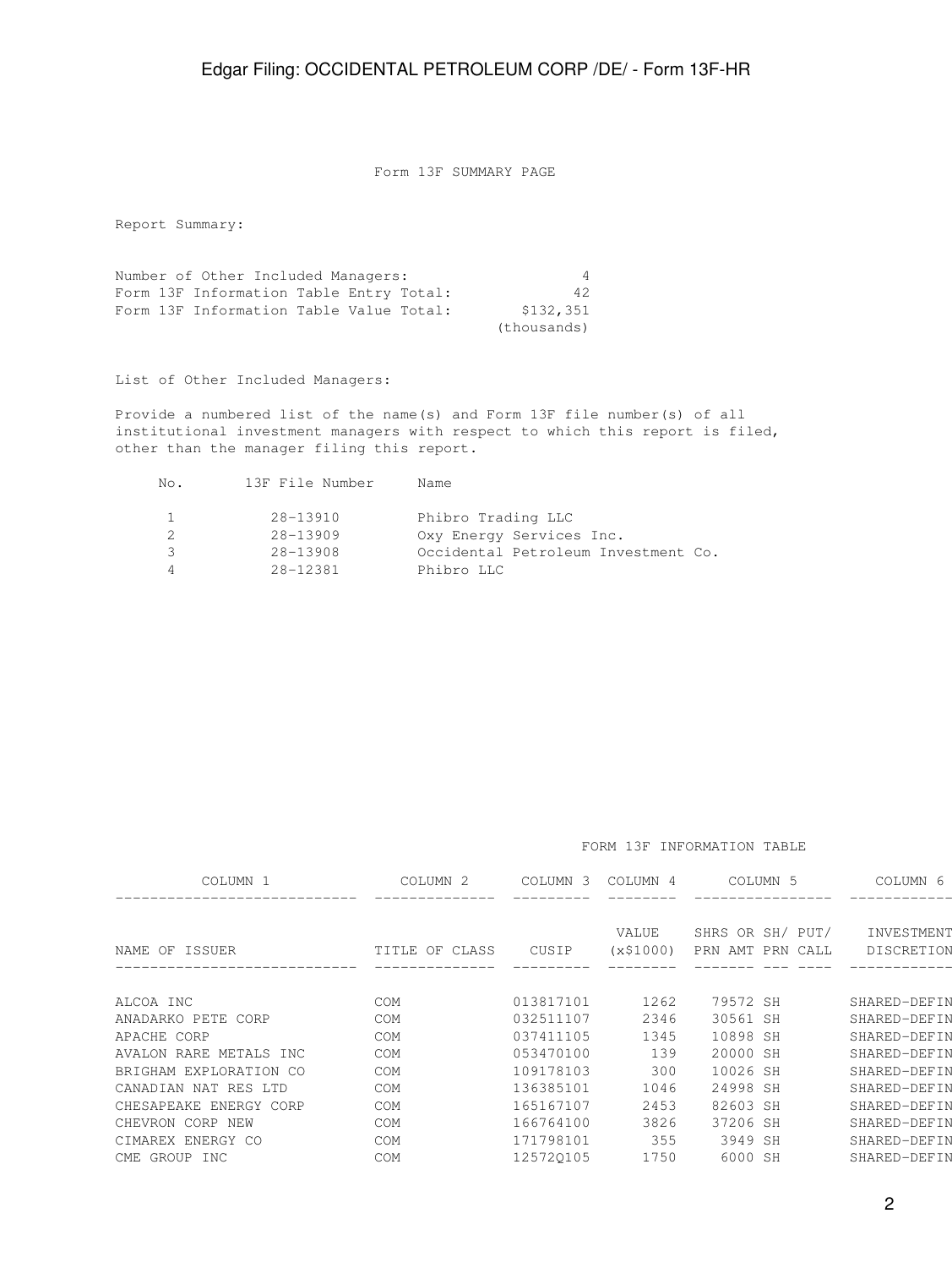## Form 13F SUMMARY PAGE

Report Summary:

| | |
|---|---|
| Number of Other Included Managers: | 4 |
| Form 13F Information Table Entry Total: | 42 |
| Form 13F Information Table Value Total: | $132,351 (thousands) |

List of Other Included Managers:

Provide a numbered list of the name(s) and Form 13F file number(s) of all institutional investment managers with respect to which this report is filed, other than the manager filing this report.

| No. | 13F File Number | Name |
|---|---|---|
| 1 | 28-13910 | Phibro Trading LLC |
| 2 | 28-13909 | Oxy Energy Services Inc. |
| 3 | 28-13908 | Occidental Petroleum Investment Co. |
| 4 | 28-12381 | Phibro LLC |

## FORM 13F INFORMATION TABLE

| COLUMN 1 | COLUMN 2 | COLUMN 3 | COLUMN 4 | COLUMN 5 | | | COLUMN 6 |
|---|---|---|---|---|---|---|---|
| NAME OF ISSUER | TITLE OF CLASS | CUSIP | VALUE (x$1000) | SHRS OR PRN AMT | SH/ PRN | PUT/ CALL | INVESTMENT DISCRETION |
| ALCOA INC | COM | 013817101 | 1262 | 79572 | SH | | SHARED-DEFIN |
| ANADARKO PETE CORP | COM | 032511107 | 2346 | 30561 | SH | | SHARED-DEFIN |
| APACHE CORP | COM | 037411105 | 1345 | 10898 | SH | | SHARED-DEFIN |
| AVALON RARE METALS INC | COM | 053470100 | 139 | 20000 | SH | | SHARED-DEFIN |
| BRIGHAM EXPLORATION CO | COM | 109178103 | 300 | 10026 | SH | | SHARED-DEFIN |
| CANADIAN NAT RES LTD | COM | 136385101 | 1046 | 24998 | SH | | SHARED-DEFIN |
| CHESAPEAKE ENERGY CORP | COM | 165167107 | 2453 | 82603 | SH | | SHARED-DEFIN |
| CHEVRON CORP NEW | COM | 166764100 | 3826 | 37206 | SH | | SHARED-DEFIN |
| CIMAREX ENERGY CO | COM | 171798101 | 355 | 3949 | SH | | SHARED-DEFIN |
| CME GROUP INC | COM | 12572Q105 | 1750 | 6000 | SH | | SHARED-DEFIN |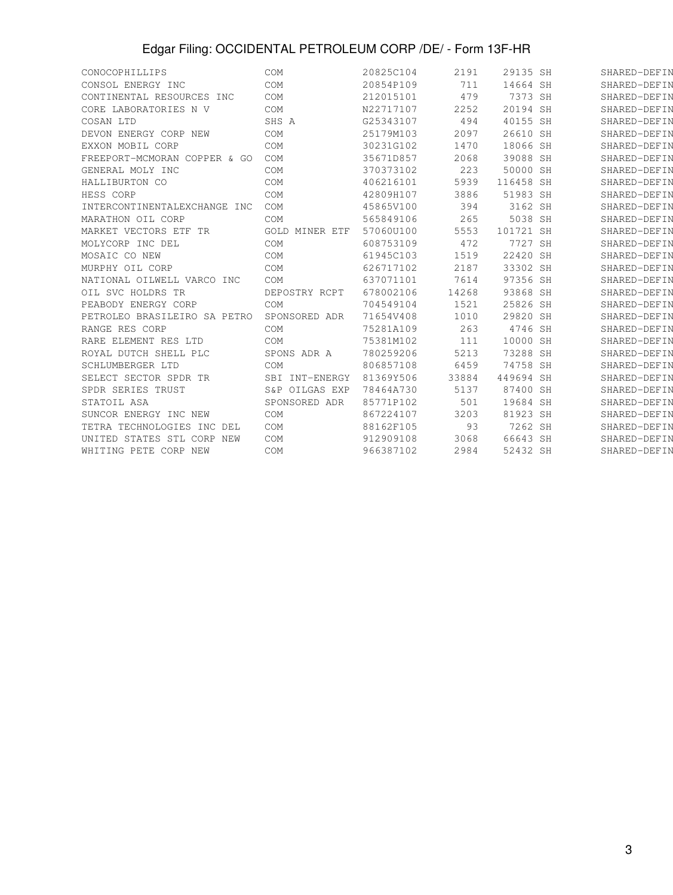| | | | | | | |
|---|---|---|---|---|---|---|
| CONOCOPHILLIPS | COM | 20825C104 | 2191 | 29135 | SH | SHARED-DEFIN |
| CONSOL ENERGY INC | COM | 20854P109 | 711 | 14664 | SH | SHARED-DEFIN |
| CONTINENTAL RESOURCES INC | COM | 212015101 | 479 | 7373 | SH | SHARED-DEFIN |
| CORE LABORATORIES N V | COM | N22717107 | 2252 | 20194 | SH | SHARED-DEFIN |
| COSAN LTD | SHS A | G25343107 | 494 | 40155 | SH | SHARED-DEFIN |
| DEVON ENERGY CORP NEW | COM | 25179M103 | 2097 | 26610 | SH | SHARED-DEFIN |
| EXXON MOBIL CORP | COM | 30231G102 | 1470 | 18066 | SH | SHARED-DEFIN |
| FREEPORT-MCMORAN COPPER & GO | COM | 35671D857 | 2068 | 39088 | SH | SHARED-DEFIN |
| GENERAL MOLY INC | COM | 370373102 | 223 | 50000 | SH | SHARED-DEFIN |
| HALLIBURTON CO | COM | 406216101 | 5939 | 116458 | SH | SHARED-DEFIN |
| HESS CORP | COM | 42809H107 | 3886 | 51983 | SH | SHARED-DEFIN |
| INTERCONTINENTALEXCHANGE INC | COM | 45865V100 | 394 | 3162 | SH | SHARED-DEFIN |
| MARATHON OIL CORP | COM | 565849106 | 265 | 5038 | SH | SHARED-DEFIN |
| MARKET VECTORS ETF TR | GOLD MINER ETF | 57060U100 | 5553 | 101721 | SH | SHARED-DEFIN |
| MOLYCORP INC DEL | COM | 608753109 | 472 | 7727 | SH | SHARED-DEFIN |
| MOSAIC CO NEW | COM | 61945C103 | 1519 | 22420 | SH | SHARED-DEFIN |
| MURPHY OIL CORP | COM | 626717102 | 2187 | 33302 | SH | SHARED-DEFIN |
| NATIONAL OILWELL VARCO INC | COM | 637071101 | 7614 | 97356 | SH | SHARED-DEFIN |
| OIL SVC HOLDRS TR | DEPOSTRY RCPT | 678002106 | 14268 | 93868 | SH | SHARED-DEFIN |
| PEABODY ENERGY CORP | COM | 704549104 | 1521 | 25826 | SH | SHARED-DEFIN |
| PETROLEO BRASILEIRO SA PETRO | SPONSORED ADR | 71654V408 | 1010 | 29820 | SH | SHARED-DEFIN |
| RANGE RES CORP | COM | 75281A109 | 263 | 4746 | SH | SHARED-DEFIN |
| RARE ELEMENT RES LTD | COM | 75381M102 | 111 | 10000 | SH | SHARED-DEFIN |
| ROYAL DUTCH SHELL PLC | SPONS ADR A | 780259206 | 5213 | 73288 | SH | SHARED-DEFIN |
| SCHLUMBERGER LTD | COM | 806857108 | 6459 | 74758 | SH | SHARED-DEFIN |
| SELECT SECTOR SPDR TR | SBI INT-ENERGY | 81369Y506 | 33884 | 449694 | SH | SHARED-DEFIN |
| SPDR SERIES TRUST | S&P OILGAS EXP | 78464A730 | 5137 | 87400 | SH | SHARED-DEFIN |
| STATOIL ASA | SPONSORED ADR | 85771P102 | 501 | 19684 | SH | SHARED-DEFIN |
| SUNCOR ENERGY INC NEW | COM | 867224107 | 3203 | 81923 | SH | SHARED-DEFIN |
| TETRA TECHNOLOGIES INC DEL | COM | 88162F105 | 93 | 7262 | SH | SHARED-DEFIN |
| UNITED STATES STL CORP NEW | COM | 912909108 | 3068 | 66643 | SH | SHARED-DEFIN |
| WHITING PETE CORP NEW | COM | 966387102 | 2984 | 52432 | SH | SHARED-DEFIN |